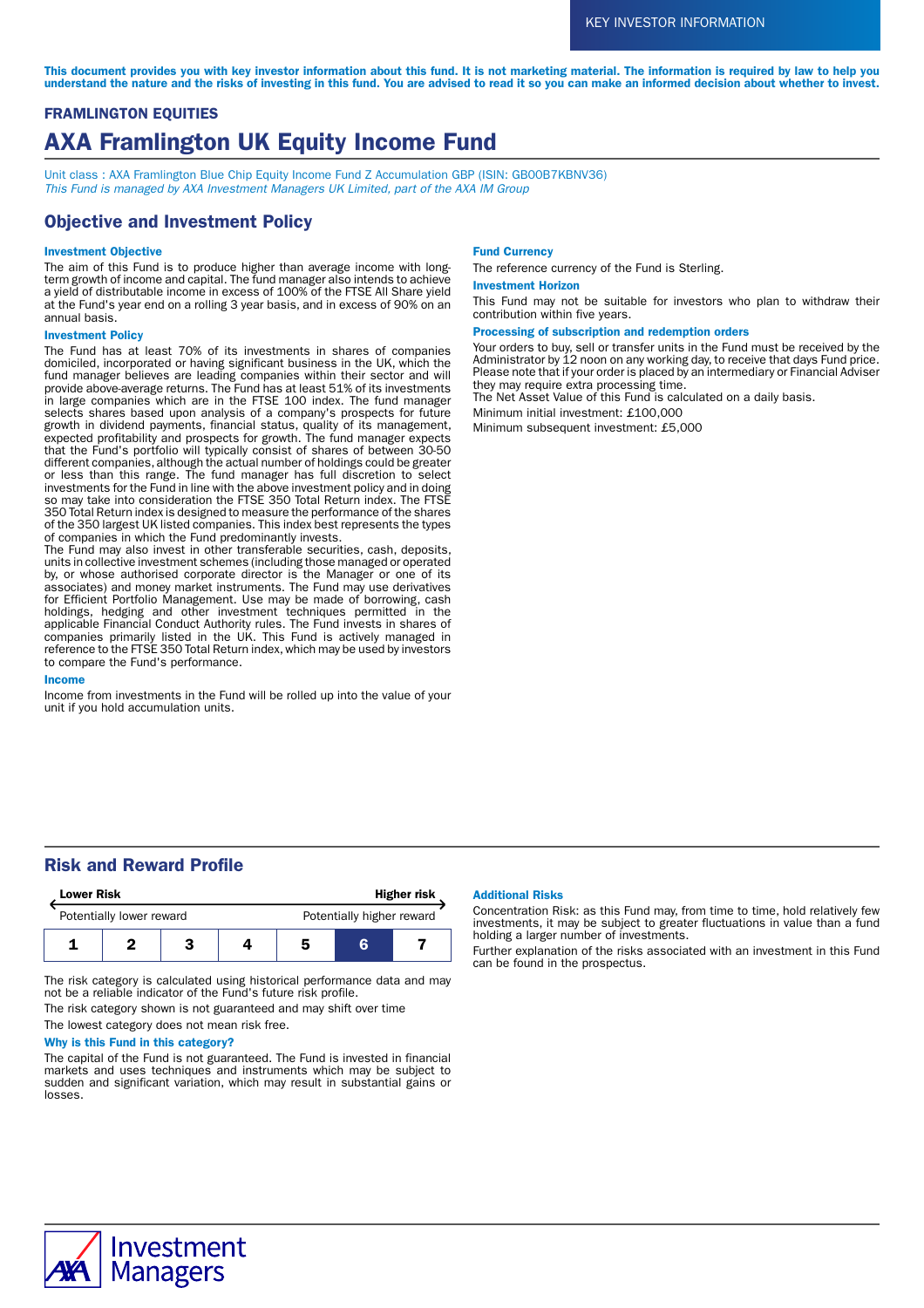KEY INVESTOR INFORMATION

**This document provides you with key investor information about this fund. It is not marketing material. The information is required by law to help you understand the nature and the risks of investing in this fund. You are advised to read it so you can make an informed decision about whether to invest.**

**FRAMLINGTON EQUITIES**

# AXA Framlington UK Equity Income Fund

Unit class : AXA Framlington Blue Chip Equity Income Fund Z Accumulation GBP (ISIN: GB00B7KBNV36)
*This Fund is managed by AXA Investment Managers UK Limited, part of the AXA IM Group*

## Objective and Investment Policy

### Investment Objective

The aim of this Fund is to produce higher than average income with long-term growth of income and capital. The fund manager also intends to achieve a yield of distributable income in excess of 100% of the FTSE All Share yield at the Fund's year end on a rolling 3 year basis, and in excess of 90% on an annual basis.

### Investment Policy

The Fund has at least 70% of its investments in shares of companies domiciled, incorporated or having significant business in the UK, which the fund manager believes are leading companies within their sector and will provide above-average returns. The Fund has at least 51% of its investments in large companies which are in the FTSE 100 index. The fund manager selects shares based upon analysis of a company's prospects for future growth in dividend payments, financial status, quality of its management, expected profitability and prospects for growth. The fund manager expects that the Fund's portfolio will typically consist of shares of between 30-50 different companies, although the actual number of holdings could be greater or less than this range. The fund manager has full discretion to select investments for the Fund in line with the above investment policy and in doing so may take into consideration the FTSE 350 Total Return index. The FTSE 350 Total Return index is designed to measure the performance of the shares of the 350 largest UK listed companies. This index best represents the types of companies in which the Fund predominantly invests.
The Fund may also invest in other transferable securities, cash, deposits, units in collective investment schemes (including those managed or operated by, or whose authorised corporate director is the Manager or one of its associates) and money market instruments. The Fund may use derivatives for Efficient Portfolio Management. Use may be made of borrowing, cash holdings, hedging and other investment techniques permitted in the applicable Financial Conduct Authority rules. The Fund invests in shares of companies primarily listed in the UK. This Fund is actively managed in reference to the FTSE 350 Total Return index, which may be used by investors to compare the Fund's performance.

### Income

Income from investments in the Fund will be rolled up into the value of your unit if you hold accumulation units.

### Fund Currency

The reference currency of the Fund is Sterling.

### Investment Horizon

This Fund may not be suitable for investors who plan to withdraw their contribution within five years.

### Processing of subscription and redemption orders

Your orders to buy, sell or transfer units in the Fund must be received by the Administrator by 12 noon on any working day, to receive that days Fund price. Please note that if your order is placed by an intermediary or Financial Adviser they may require extra processing time.
The Net Asset Value of this Fund is calculated on a daily basis.

Minimum initial investment: £100,000

Minimum subsequent investment: £5,000

## Risk and Reward Profile

| Lower Risk | | | | | | Higher risk |
|---|---|---|---|---|---|---|
| Potentially lower reward | | | | | | Potentially higher reward |
| 1 | 2 | 3 | 4 | 5 | **6** | 7 |

The risk category is calculated using historical performance data and may not be a reliable indicator of the Fund's future risk profile.

The risk category shown is not guaranteed and may shift over time

The lowest category does not mean risk free.

### Why is this Fund in this category?

The capital of the Fund is not guaranteed. The Fund is invested in financial markets and uses techniques and instruments which may be subject to sudden and significant variation, which may result in substantial gains or losses.

### Additional Risks

Concentration Risk: as this Fund may, from time to time, hold relatively few investments, it may be subject to greater fluctuations in value than a fund holding a larger number of investments.

Further explanation of the risks associated with an investment in this Fund can be found in the prospectus.

AXA Investment Managers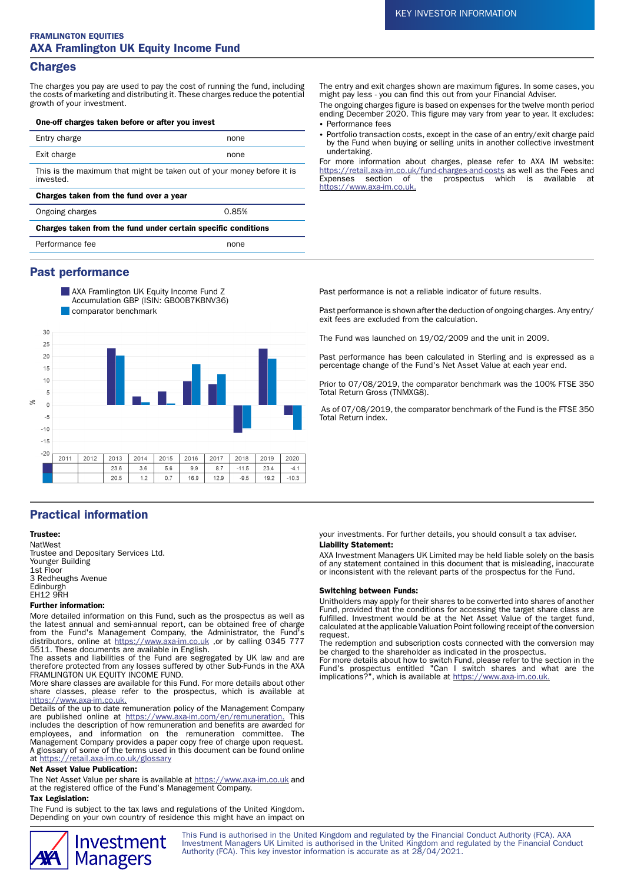KEY INVESTOR INFORMATION

**FRAMLINGTON EQUITIES**
## AXA Framlington UK Equity Income Fund

## Charges

The charges you pay are used to pay the cost of running the fund, including the costs of marketing and distributing it. These charges reduce the potential growth of your investment.

| | |
|---|---|
| **One-off charges taken before or after you invest** | |
| Entry charge | none |
| Exit charge | none |
| This is the maximum that might be taken out of your money before it is invested. | |
| **Charges taken from the fund over a year** | |
| Ongoing charges | 0.85% |
| **Charges taken from the fund under certain specific conditions** | |
| Performance fee | none |

The entry and exit charges shown are maximum figures. In some cases, you might pay less - you can find this out from your Financial Adviser.

The ongoing charges figure is based on expenses for the twelve month period ending December 2020. This figure may vary from year to year. It excludes:

- Performance fees
- Portfolio transaction costs, except in the case of an entry/exit charge paid by the Fund when buying or selling units in another collective investment undertaking.

For more information about charges, please refer to AXA IM website: https://retail.axa-im.co.uk/fund-charges-and-costs as well as the Fees and Expenses section of the prospectus which is available at https://www.axa-im.co.uk.

## Past performance

AXA Framlington UK Equity Income Fund Z Accumulation GBP (ISIN: GB00B7KBNV36)
comparator benchmark

%
30
25
20
15
10
5
0
-5
-10
-15
-20

| | 2011 | 2012 | 2013 | 2014 | 2015 | 2016 | 2017 | 2018 | 2019 | 2020 |
|---|---|---|---|---|---|---|---|---|---|---|
| Fund | | | 23.6 | 3.6 | 5.6 | 9.9 | 8.7 | -11.5 | 23.4 | -4.1 |
| Benchmark | | | 20.5 | 1.2 | 0.7 | 16.9 | 12.9 | -9.5 | 19.2 | -10.3 |

Past performance is not a reliable indicator of future results.

Past performance is shown after the deduction of ongoing charges. Any entry/exit fees are excluded from the calculation.

The Fund was launched on 19/02/2009 and the unit in 2009.

Past performance has been calculated in Sterling and is expressed as a percentage change of the Fund's Net Asset Value at each year end.

Prior to 07/08/2019, the comparator benchmark was the 100% FTSE 350 Total Return Gross (TNMXG8).

As of 07/08/2019, the comparator benchmark of the Fund is the FTSE 350 Total Return index.

## Practical information

**Trustee:**

NatWest
Trustee and Depositary Services Ltd.
Younger Building
1st Floor
3 Redheughs Avenue
Edinburgh
EH12 9RH

**Further information:**

More detailed information on this Fund, such as the prospectus as well as the latest annual and semi-annual report, can be obtained free of charge from the Fund's Management Company, the Administrator, the Fund's distributors, online at https://www.axa-im.co.uk ,or by calling 0345 777 5511. These documents are available in English.

The assets and liabilities of the Fund are segregated by UK law and are therefore protected from any losses suffered by other Sub-Funds in the AXA FRAMLINGTON UK EQUITY INCOME FUND.

More share classes are available for this Fund. For more details about other share classes, please refer to the prospectus, which is available at https://www.axa-im.co.uk.

Details of the up to date remuneration policy of the Management Company are published online at https://www.axa-im.com/en/remuneration. This includes the description of how remuneration and benefits are awarded for employees, and information on the remuneration committee. The Management Company provides a paper copy free of charge upon request.

A glossary of some of the terms used in this document can be found online at https://retail.axa-im.co.uk/glossary

**Net Asset Value Publication:**

The Net Asset Value per share is available at https://www.axa-im.co.uk and at the registered office of the Fund's Management Company.

**Tax Legislation:**

The Fund is subject to the tax laws and regulations of the United Kingdom. Depending on your own country of residence this might have an impact on your investments. For further details, you should consult a tax adviser.

**Liability Statement:**

AXA Investment Managers UK Limited may be held liable solely on the basis of any statement contained in this document that is misleading, inaccurate or inconsistent with the relevant parts of the prospectus for the Fund.

**Switching between Funds:**

Unitholders may apply for their shares to be converted into shares of another Fund, provided that the conditions for accessing the target share class are fulfilled. Investment would be at the Net Asset Value of the target fund, calculated at the applicable Valuation Point following receipt of the conversion request.

The redemption and subscription costs connected with the conversion may be charged to the shareholder as indicated in the prospectus.

For more details about how to switch Fund, please refer to the section in the Fund's prospectus entitled "Can I switch shares and what are the implications?", which is available at https://www.axa-im.co.uk.

Investment Managers

This Fund is authorised in the United Kingdom and regulated by the Financial Conduct Authority (FCA). AXA Investment Managers UK Limited is authorised in the United Kingdom and regulated by the Financial Conduct Authority (FCA). This key investor information is accurate as at 28/04/2021.